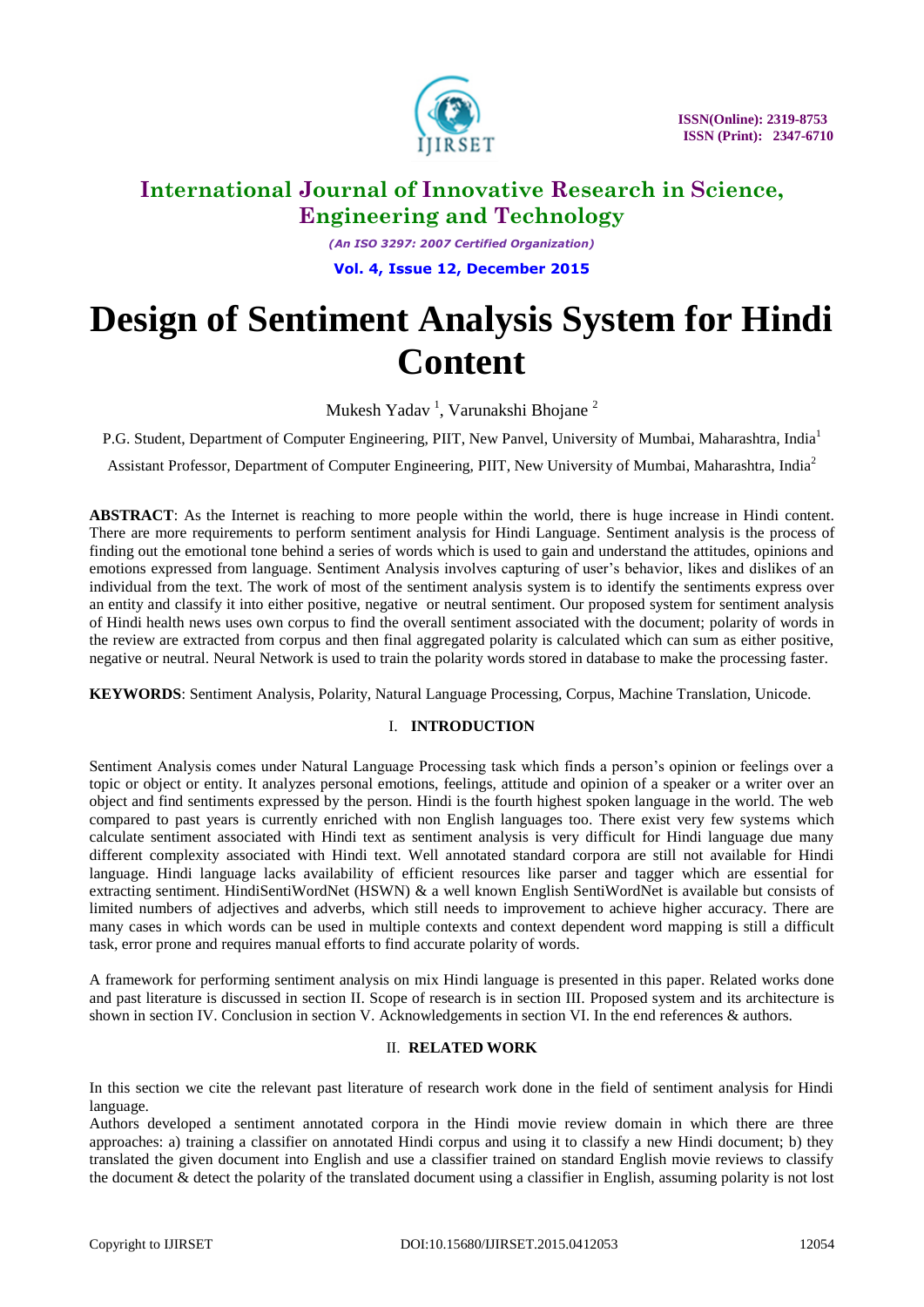# Design of Sentiment Analysis System for Hindi Content

Mukesh Yadav [1], Varunakshi Bhojane [2]

P.G. Student, Department of Computer Engineering, PIIT, New Panvel, University of Mumbai, Maharashtra, India[1]

Assistant Professor, Department of Computer Engineering, PIIT, New University of Mumbai, Maharashtra, India[2]

**ABSTRACT**: As the Internet is reaching to more people within the world, there is huge increase in Hindi content. There are more requirements to perform sentiment analysis for Hindi Language. Sentiment analysis is the process of finding out the emotional tone behind a series of words which is used to gain and understand the attitudes, opinions and emotions expressed from language. Sentiment Analysis involves capturing of user's behavior, likes and dislikes of an individual from the text. The work of most of the sentiment analysis system is to identify the sentiments express over an entity and classify it into either positive, negative or neutral sentiment. Our proposed system for sentiment analysis of Hindi health news uses own corpus to find the overall sentiment associated with the document; polarity of words in the review are extracted from corpus and then final aggregated polarity is calculated which can sum as either positive, negative or neutral. Neural Network is used to train the polarity words stored in database to make the processing faster.

**KEYWORDS**: Sentiment Analysis, Polarity, Natural Language Processing, Corpus, Machine Translation, Unicode.

## I. INTRODUCTION

Sentiment Analysis comes under Natural Language Processing task which finds a person's opinion or feelings over a topic or object or entity. It analyzes personal emotions, feelings, attitude and opinion of a speaker or a writer over an object and find sentiments expressed by the person. Hindi is the fourth highest spoken language in the world. The web compared to past years is currently enriched with non English languages too. There exist very few systems which calculate sentiment associated with Hindi text as sentiment analysis is very difficult for Hindi language due many different complexity associated with Hindi text. Well annotated standard corpora are still not available for Hindi language. Hindi language lacks availability of efficient resources like parser and tagger which are essential for extracting sentiment. HindiSentiWordNet (HSWN) & a well known English SentiWordNet is available but consists of limited numbers of adjectives and adverbs, which still needs to improvement to achieve higher accuracy. There are many cases in which words can be used in multiple contexts and context dependent word mapping is still a difficult task, error prone and requires manual efforts to find accurate polarity of words.

A framework for performing sentiment analysis on mix Hindi language is presented in this paper. Related works done and past literature is discussed in section II. Scope of research is in section III. Proposed system and its architecture is shown in section IV. Conclusion in section V. Acknowledgements in section VI. In the end references & authors.

## II. RELATED WORK

In this section we cite the relevant past literature of research work done in the field of sentiment analysis for Hindi language.

Authors developed a sentiment annotated corpora in the Hindi movie review domain in which there are three approaches: a) training a classifier on annotated Hindi corpus and using it to classify a new Hindi document; b) they translated the given document into English and use a classifier trained on standard English movie reviews to classify the document & detect the polarity of the translated document using a classifier in English, assuming polarity is not lost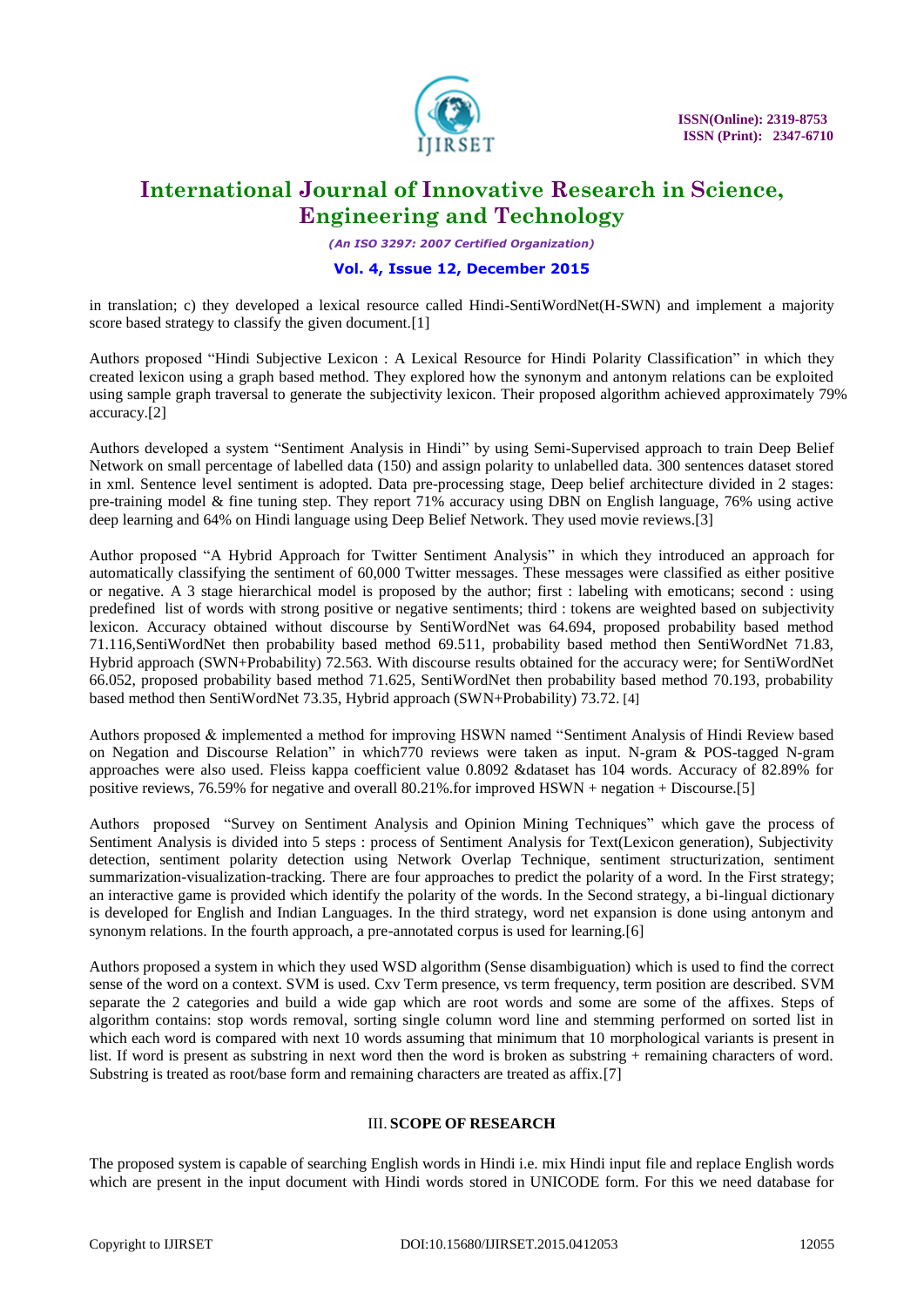in translation; c) they developed a lexical resource called Hindi-SentiWordNet(H-SWN) and implement a majority score based strategy to classify the given document.[1]

Authors proposed "Hindi Subjective Lexicon : A Lexical Resource for Hindi Polarity Classification" in which they created lexicon using a graph based method. They explored how the synonym and antonym relations can be exploited using sample graph traversal to generate the subjectivity lexicon. Their proposed algorithm achieved approximately 79% accuracy.[2]

Authors developed a system "Sentiment Analysis in Hindi" by using Semi-Supervised approach to train Deep Belief Network on small percentage of labelled data (150) and assign polarity to unlabelled data. 300 sentences dataset stored in xml. Sentence level sentiment is adopted. Data pre-processing stage, Deep belief architecture divided in 2 stages: pre-training model & fine tuning step. They report 71% accuracy using DBN on English language, 76% using active deep learning and 64% on Hindi language using Deep Belief Network. They used movie reviews.[3]

Author proposed "A Hybrid Approach for Twitter Sentiment Analysis" in which they introduced an approach for automatically classifying the sentiment of 60,000 Twitter messages. These messages were classified as either positive or negative. A 3 stage hierarchical model is proposed by the author; first : labeling with emoticans; second : using predefined list of words with strong positive or negative sentiments; third : tokens are weighted based on subjectivity lexicon. Accuracy obtained without discourse by SentiWordNet was 64.694, proposed probability based method 71.116,SentiWordNet then probability based method 69.511, probability based method then SentiWordNet 71.83, Hybrid approach (SWN+Probability) 72.563. With discourse results obtained for the accuracy were; for SentiWordNet 66.052, proposed probability based method 71.625, SentiWordNet then probability based method 70.193, probability based method then SentiWordNet 73.35, Hybrid approach (SWN+Probability) 73.72. [4]

Authors proposed & implemented a method for improving HSWN named "Sentiment Analysis of Hindi Review based on Negation and Discourse Relation" in which770 reviews were taken as input. N-gram & POS-tagged N-gram approaches were also used. Fleiss kappa coefficient value 0.8092 &dataset has 104 words. Accuracy of 82.89% for positive reviews, 76.59% for negative and overall 80.21%.for improved HSWN + negation + Discourse.[5]

Authors proposed "Survey on Sentiment Analysis and Opinion Mining Techniques" which gave the process of Sentiment Analysis is divided into 5 steps : process of Sentiment Analysis for Text(Lexicon generation), Subjectivity detection, sentiment polarity detection using Network Overlap Technique, sentiment structurization, sentiment summarization-visualization-tracking. There are four approaches to predict the polarity of a word. In the First strategy; an interactive game is provided which identify the polarity of the words. In the Second strategy, a bi-lingual dictionary is developed for English and Indian Languages. In the third strategy, word net expansion is done using antonym and synonym relations. In the fourth approach, a pre-annotated corpus is used for learning.[6]

Authors proposed a system in which they used WSD algorithm (Sense disambiguation) which is used to find the correct sense of the word on a context. SVM is used. Cxv Term presence, vs term frequency, term position are described. SVM separate the 2 categories and build a wide gap which are root words and some are some of the affixes. Steps of algorithm contains: stop words removal, sorting single column word line and stemming performed on sorted list in which each word is compared with next 10 words assuming that minimum that 10 morphological variants is present in list. If word is present as substring in next word then the word is broken as substring + remaining characters of word. Substring is treated as root/base form and remaining characters are treated as affix.[7]

## III. SCOPE OF RESEARCH

The proposed system is capable of searching English words in Hindi i.e. mix Hindi input file and replace English words which are present in the input document with Hindi words stored in UNICODE form. For this we need database for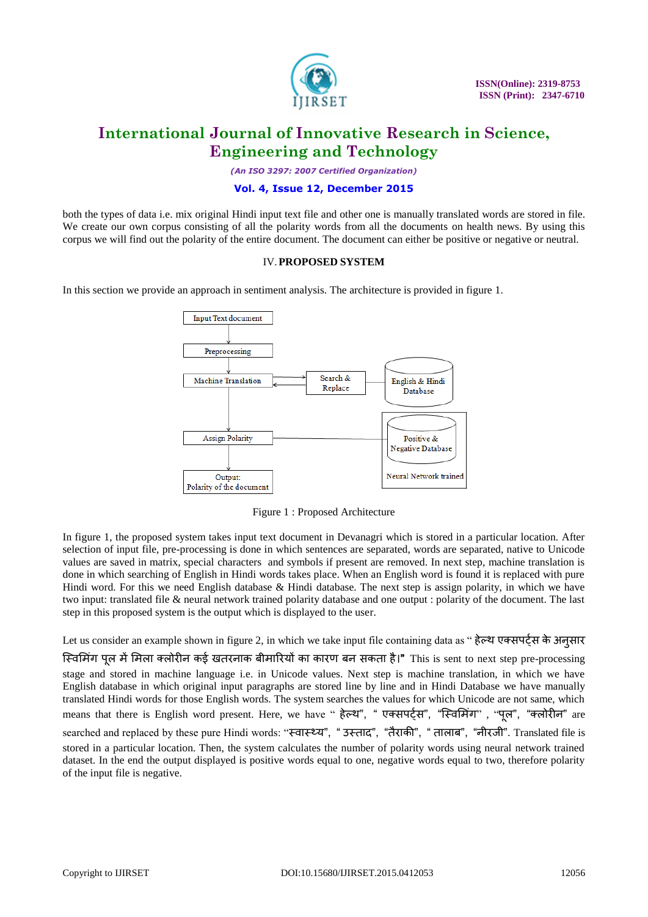both the types of data i.e. mix original Hindi input text file and other one is manually translated words are stored in file. We create our own corpus consisting of all the polarity words from all the documents on health news. By using this corpus we will find out the polarity of the entire document. The document can either be positive or negative or neutral.

## IV. PROPOSED SYSTEM

In this section we provide an approach in sentiment analysis. The architecture is provided in figure 1.

Figure 1 : Proposed Architecture

In figure 1, the proposed system takes input text document in Devanagri which is stored in a particular location. After selection of input file, pre-processing is done in which sentences are separated, words are separated, native to Unicode values are saved in matrix, special characters and symbols if present are removed. In next step, machine translation is done in which searching of English in Hindi words takes place. When an English word is found it is replaced with pure Hindi word. For this we need English database & Hindi database. The next step is assign polarity, in which we have two input: translated file & neural network trained polarity database and one output : polarity of the document. The last step in this proposed system is the output which is displayed to the user.

Let us consider an example shown in figure 2, in which we take input file containing data as " हेल्थ एक्सपर्ट्स के अनुसार स्विमिंग पूल में मिला क्लोरीन कई खतरनाक बीमारियों का कारण बन सकता है।" This is sent to next step pre-processing stage and stored in machine language i.e. in Unicode values. Next step is machine translation, in which we have English database in which original input paragraphs are stored line by line and in Hindi Database we have manually translated Hindi words for those English words. The system searches the values for which Unicode are not same, which means that there is English word present. Here, we have " हेल्थ", " एक्सपर्ट्स", "स्विमिंग" , "पूल", "क्लोरीन" are searched and replaced by these pure Hindi words: "स्वास्थ्य", " उस्ताद", "तैराकी", " तालाब", "नीरजी". Translated file is stored in a particular location. Then, the system calculates the number of polarity words using neural network trained dataset. In the end the output displayed is positive words equal to one, negative words equal to two, therefore polarity of the input file is negative.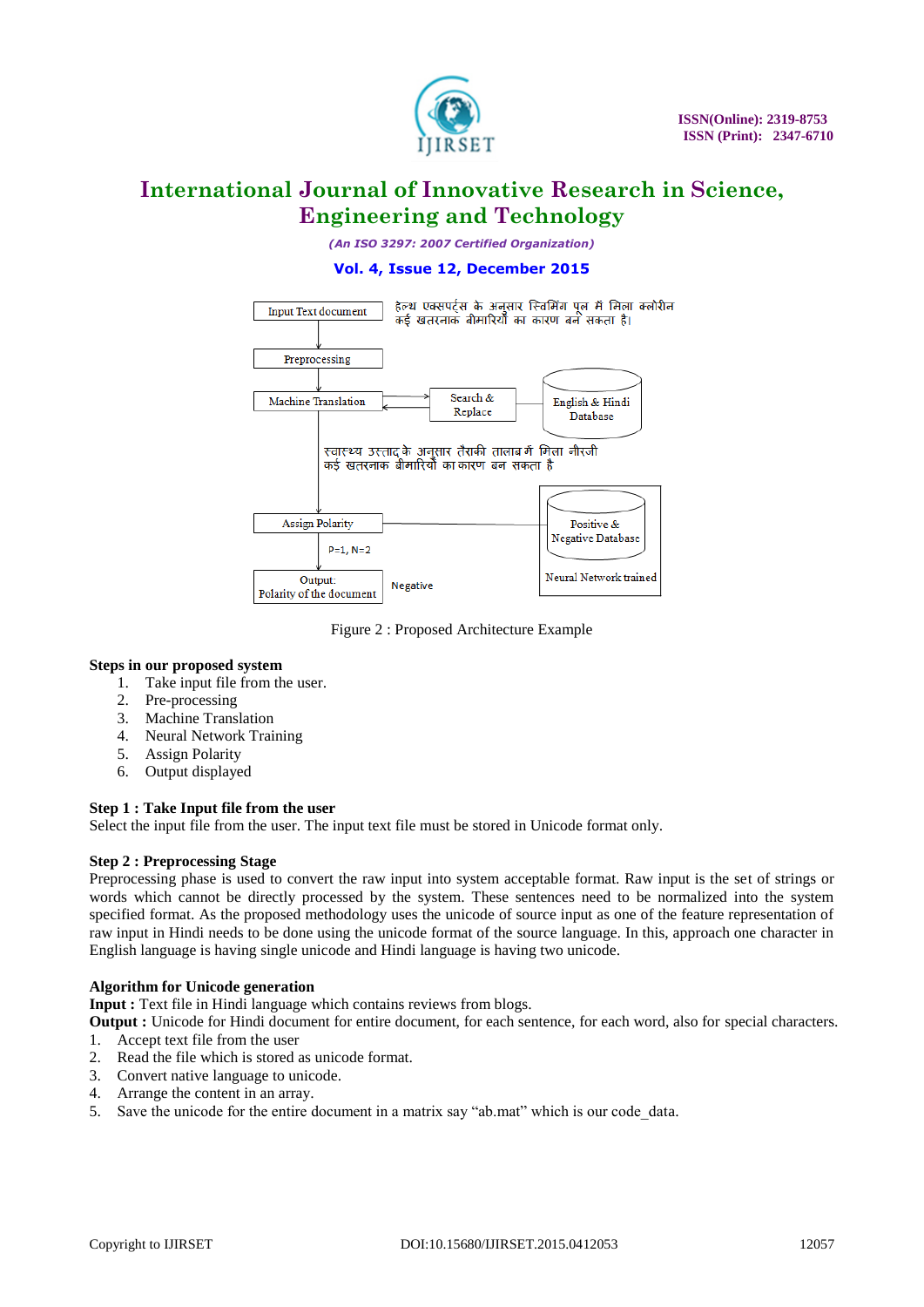Input Text document

हेल्थ एक्सपर्ट्स के अनुसार स्विमिंग पूल में मिला क्लोरीन कई खतरनाक बीमारियों का कारण बन सकता है।

Preprocessing

Machine Translation

Search & Replace

English & Hindi Database

स्वास्थ्य उत्ताद के अनुसार तैराकी तालाब में मिला नीरजी कई खतरनाक बीमारियों का कारण बन सकता है

Assign Polarity

Positive & Negative Database

Neural Network trained

P=1, N=2

Output: Polarity of the document

Negative

Figure 2 : Proposed Architecture Example

**Steps in our proposed system**

1. Take input file from the user.
2. Pre-processing
3. Machine Translation
4. Neural Network Training
5. Assign Polarity
6. Output displayed

**Step 1 : Take Input file from the user**

Select the input file from the user. The input text file must be stored in Unicode format only.

**Step 2 : Preprocessing Stage**

Preprocessing phase is used to convert the raw input into system acceptable format. Raw input is the set of strings or words which cannot be directly processed by the system. These sentences need to be normalized into the system specified format. As the proposed methodology uses the unicode of source input as one of the feature representation of raw input in Hindi needs to be done using the unicode format of the source language. In this, approach one character in English language is having single unicode and Hindi language is having two unicode.

**Algorithm for Unicode generation**

**Input :** Text file in Hindi language which contains reviews from blogs.

**Output :** Unicode for Hindi document for entire document, for each sentence, for each word, also for special characters.

1. Accept text file from the user
2. Read the file which is stored as unicode format.
3. Convert native language to unicode.
4. Arrange the content in an array.
5. Save the unicode for the entire document in a matrix say "ab.mat" which is our code_data.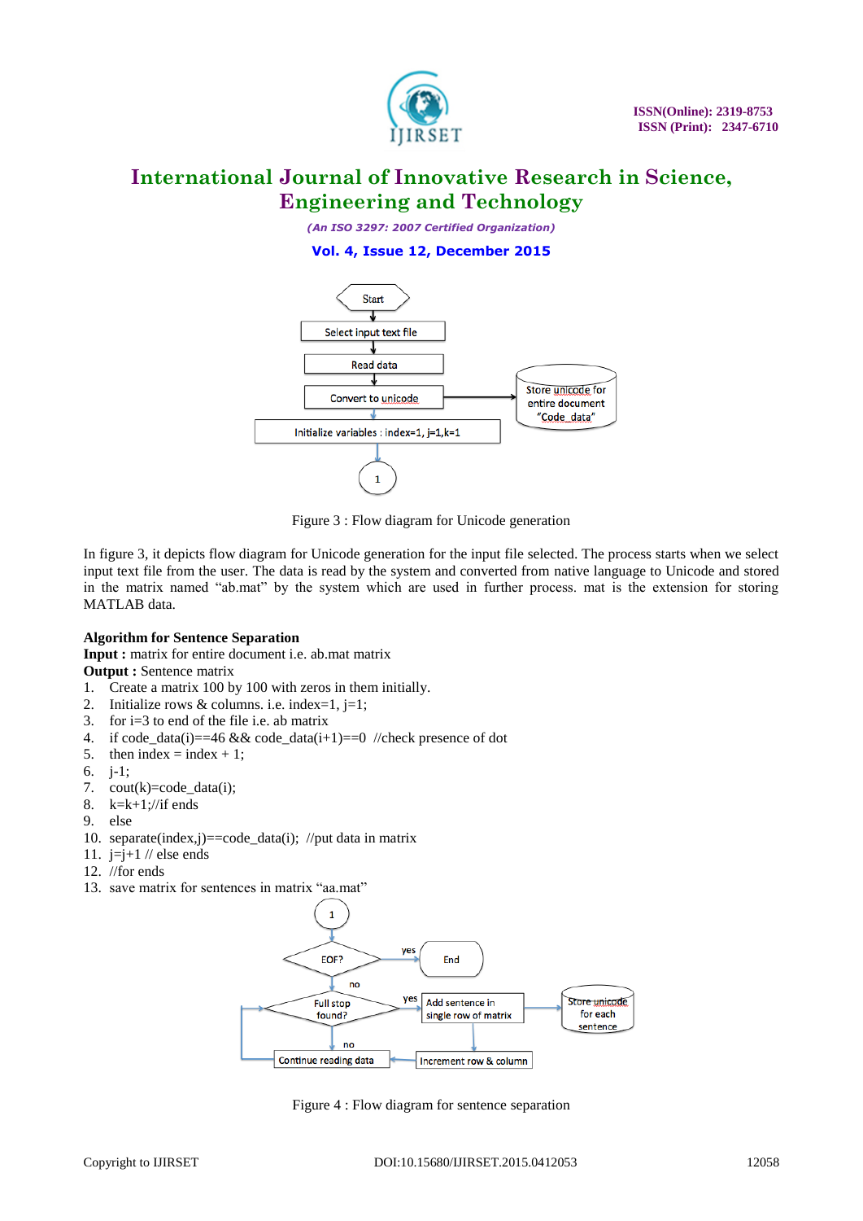Figure 3 : Flow diagram for Unicode generation

In figure 3, it depicts flow diagram for Unicode generation for the input file selected. The process starts when we select input text file from the user. The data is read by the system and converted from native language to Unicode and stored in the matrix named "ab.mat" by the system which are used in further process. mat is the extension for storing MATLAB data.

**Algorithm for Sentence Separation**

**Input :** matrix for entire document i.e. ab.mat matrix

**Output :** Sentence matrix

1. Create a matrix 100 by 100 with zeros in them initially.
2. Initialize rows & columns. i.e. index=1, j=1;
3. for i=3 to end of the file i.e. ab matrix
4. if code_data(i)==46 && code_data(i+1)==0 //check presence of dot
5. then index = index + 1;
6. j-1;
7. cout(k)=code_data(i);
8. k=k+1;//if ends
9. else
10. separate(index,j)==code_data(i); //put data in matrix
11. j=j+1 // else ends
12. //for ends
13. save matrix for sentences in matrix "aa.mat"

Figure 4 : Flow diagram for sentence separation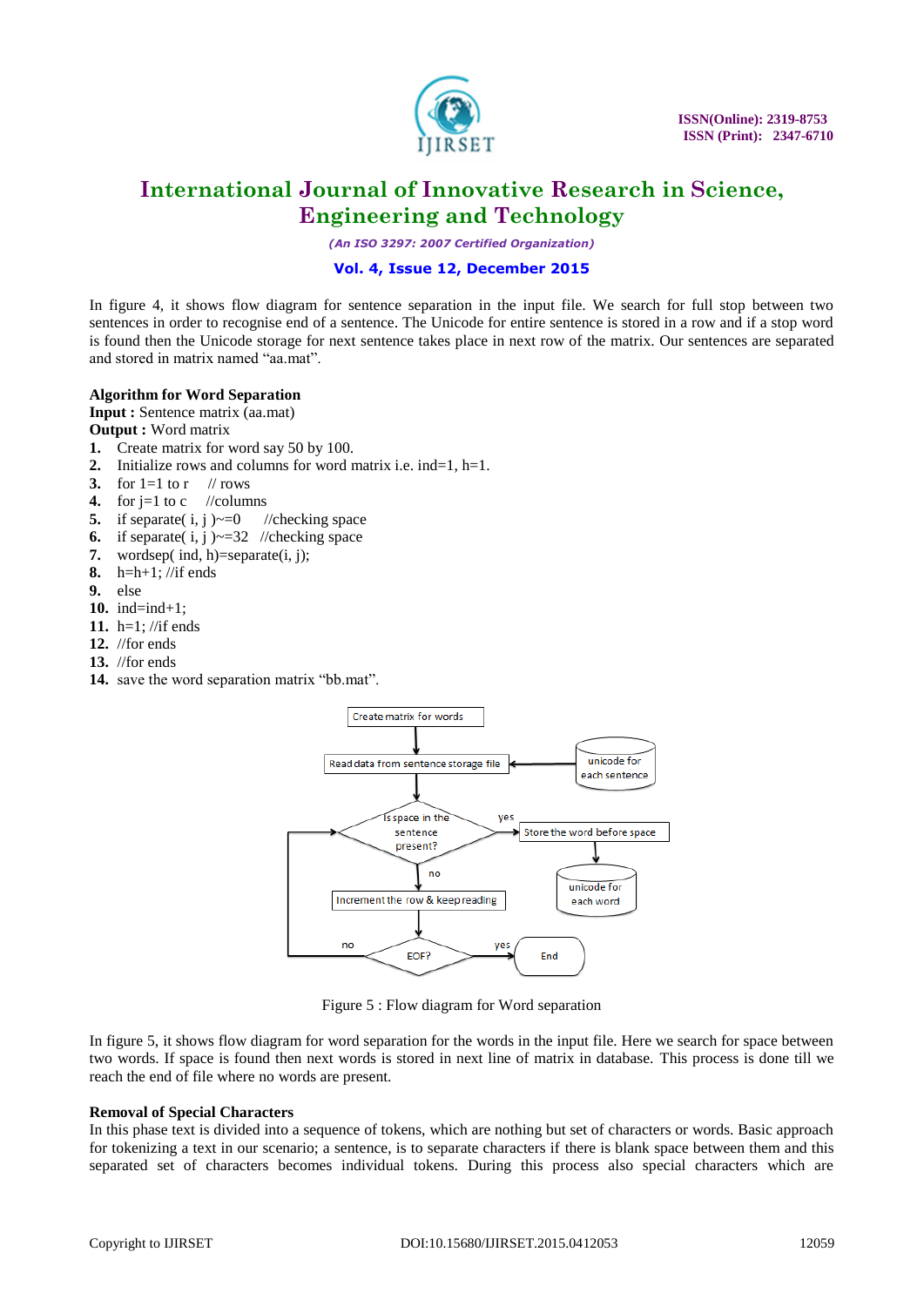In figure 4, it shows flow diagram for sentence separation in the input file. We search for full stop between two sentences in order to recognise end of a sentence. The Unicode for entire sentence is stored in a row and if a stop word is found then the Unicode storage for next sentence takes place in next row of the matrix. Our sentences are separated and stored in matrix named “aa.mat”.

**Algorithm for Word Separation**

**Input :** Sentence matrix (aa.mat)

**Output :** Word matrix

1. Create matrix for word say 50 by 100.
2. Initialize rows and columns for word matrix i.e. ind=1, h=1.
3. for 1=1 to r // rows
4. for j=1 to c //columns
5. if separate( i, j )~=0 //checking space
6. if separate( i, j )~=32 //checking space
7. wordsep( ind, h)=separate(i, j);
8. h=h+1; //if ends
9. else
10. ind=ind+1;
11. h=1; //if ends
12. //for ends
13. //for ends
14. save the word separation matrix “bb.mat”.

Figure 5 : Flow diagram for Word separation

In figure 5, it shows flow diagram for word separation for the words in the input file. Here we search for space between two words. If space is found then next words is stored in next line of matrix in database. This process is done till we reach the end of file where no words are present.

**Removal of Special Characters**

In this phase text is divided into a sequence of tokens, which are nothing but set of characters or words. Basic approach for tokenizing a text in our scenario; a sentence, is to separate characters if there is blank space between them and this separated set of characters becomes individual tokens. During this process also special characters which are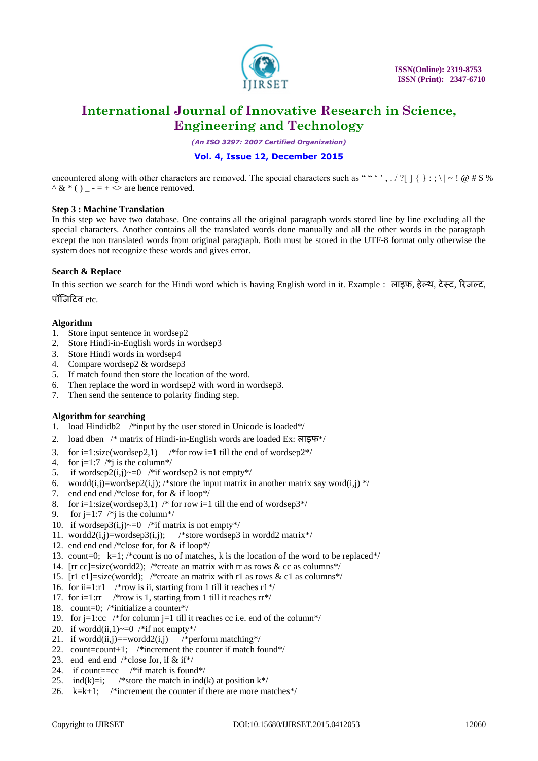encountered along with other characters are removed. The special characters such as " " ' ' , . / ?[ ] { } : ; \ | ~ ! @ # $ % ^ & * ( ) _ - = + <> are hence removed.

**Step 3 : Machine Translation**

In this step we have two database. One contains all the original paragraph words stored line by line excluding all the special characters. Another contains all the translated words done manually and all the other words in the paragraph except the non translated words from original paragraph. Both must be stored in the UTF-8 format only otherwise the system does not recognize these words and gives error.

**Search & Replace**

In this section we search for the Hindi word which is having English word in it. Example : लाइफ, हेल्थ, टेस्ट, रिजल्ट, पॉजिटिव etc.

**Algorithm**

1. Store input sentence in wordsep2
2. Store Hindi-in-English words in wordsep3
3. Store Hindi words in wordsep4
4. Compare wordsep2 & wordsep3
5. If match found then store the location of the word.
6. Then replace the word in wordsep2 with word in wordsep3.
7. Then send the sentence to polarity finding step.

**Algorithm for searching**

1. load Hindidb2 /*input by the user stored in Unicode is loaded*/
2. load dben /* matrix of Hindi-in-English words are loaded Ex: लाइफ*/
3. for i=1:size(wordsep2,1) /*for row i=1 till the end of wordsep2*/
4. for j=1:7 /*j is the column*/
5. if wordsep2(i,j)~=0 /*if wordsep2 is not empty*/
6. wordd(i,j)=wordsep2(i,j); /*store the input matrix in another matrix say word(i,j) */
7. end end end /*close for, for & if loop*/
8. for i=1:size(wordsep3,1) /* for row i=1 till the end of wordsep3*/
9. for j=1:7 /*j is the column*/
10. if wordsep3(i,j)~=0 /*if matrix is not empty*/
11. wordd2(i,j)=wordsep3(i,j); /*store wordsep3 in wordd2 matrix*/
12. end end end /*close for, for & if loop*/
13. count=0; k=1; /*count is no of matches, k is the location of the word to be replaced*/
14. [rr cc]=size(wordd2); /*create an matrix with rr as rows & cc as columns*/
15. [r1 c1]=size(wordd); /*create an matrix with r1 as rows & c1 as columns*/
16. for ii=1:r1 /*row is ii, starting from 1 till it reaches r1*/
17. for i=1:rr /*row is 1, starting from 1 till it reaches rr*/
18. count=0; /*initialize a counter*/
19. for j=1:cc /*for column j=1 till it reaches cc i.e. end of the column*/
20. if wordd(ii,1)~=0 /*if not empty*/
21. if wordd(ii,j)==wordd2(i,j) /*perform matching*/
22. count=count+1; /*increment the counter if match found*/
23. end end end /*close for, if & if*/
24. if count==cc /*if match is found*/
25. ind(k)=i; /*store the match in ind(k) at position k*/
26. k=k+1; /*increment the counter if there are more matches*/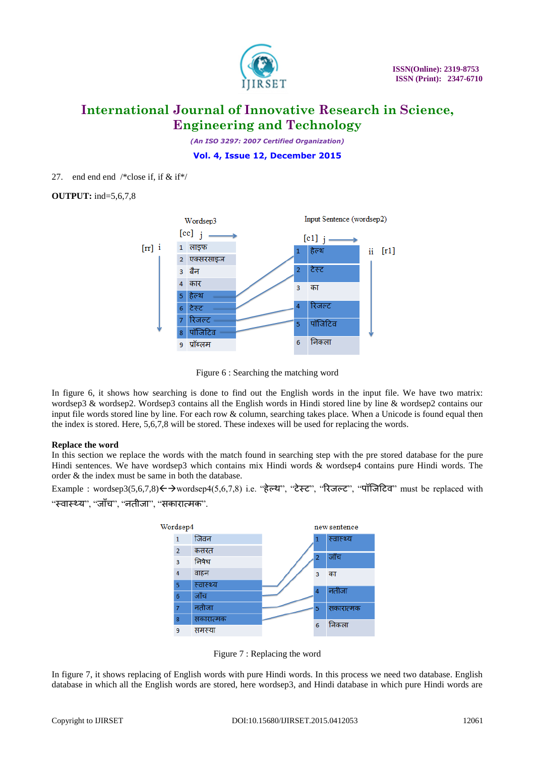27. end end end /*close if, if & if*/

**OUTPUT:** ind=5,6,7,8

Wordsep3

| [rr] i / [cc] j | |
|---|---|
| 1 | लाइफ |
| 2 | एक्सरसाइज |
| 3 | बैन |
| 4 | कार |
| 5 | हेल्थ |
| 6 | टेस्ट |
| 7 | रिजल्ट |
| 8 | पॉजिटिव |
| 9 | प्रॉब्लम |

Input Sentence (wordsep2)

| [c1] j / ii [r1] | |
|---|---|
| 1 | हेल्थ |
| 2 | टेस्ट |
| 3 | का |
| 4 | रिजल्ट |
| 5 | पॉजिटिव |
| 6 | निकला |

Figure 6 : Searching the matching word

In figure 6, it shows how searching is done to find out the English words in the input file. We have two matrix: wordsep3 & wordsep2. Wordsep3 contains all the English words in Hindi stored line by line & wordsep2 contains our input file words stored line by line. For each row & column, searching takes place. When a Unicode is found equal then the index is stored. Here, 5,6,7,8 will be stored. These indexes will be used for replacing the words.

**Replace the word**

In this section we replace the words with the match found in searching step with the pre stored database for the pure Hindi sentences. We have wordsep3 which contains mix Hindi words & wordsep4 contains pure Hindi words. The order & the index must be same in both the database.

Example : wordsep3(5,6,7,8)←→wordsep4(5,6,7,8) i.e. "हेल्थ", "टेस्ट", "रिजल्ट", "पॉजिटिव" must be replaced with "स्वास्थ्य", "जाँच", "नतीजा", "सकारात्मक".

Wordsep4

| | |
|---|---|
| 1 | जिवन |
| 2 | कसरत |
| 3 | निषेध |
| 4 | वाहन |
| 5 | स्वास्थ्य |
| 6 | जाँच |
| 7 | नतीजा |
| 8 | सकारात्मक |
| 9 | समस्या |

new sentence

| | |
|---|---|
| 1 | स्वास्थ्य |
| 2 | जाँच |
| 3 | का |
| 4 | नतीजा |
| 5 | सकारात्मक |
| 6 | निकला |

Figure 7 : Replacing the word

In figure 7, it shows replacing of English words with pure Hindi words. In this process we need two database. English database in which all the English words are stored, here wordsep3, and Hindi database in which pure Hindi words are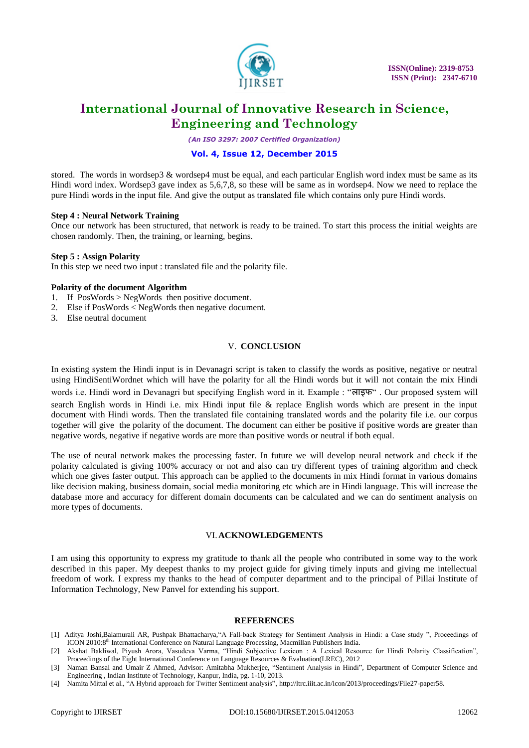stored. The words in wordsep3 & wordsep4 must be equal, and each particular English word index must be same as its Hindi word index. Wordsep3 gave index as 5,6,7,8, so these will be same as in wordsep4. Now we need to replace the pure Hindi words in the input file. And give the output as translated file which contains only pure Hindi words.

**Step 4 : Neural Network Training**

Once our network has been structured, that network is ready to be trained. To start this process the initial weights are chosen randomly. Then, the training, or learning, begins.

**Step 5 : Assign Polarity**

In this step we need two input : translated file and the polarity file.

**Polarity of the document Algorithm**

1. If PosWords > NegWords then positive document.
2. Else if PosWords < NegWords then negative document.
3. Else neutral document

## V. CONCLUSION

In existing system the Hindi input is in Devanagri script is taken to classify the words as positive, negative or neutral using HindiSentiWordnet which will have the polarity for all the Hindi words but it will not contain the mix Hindi words i.e. Hindi word in Devanagri but specifying English word in it. Example : "लाइफ" . Our proposed system will search English words in Hindi i.e. mix Hindi input file & replace English words which are present in the input document with Hindi words. Then the translated file containing translated words and the polarity file i.e. our corpus together will give the polarity of the document. The document can either be positive if positive words are greater than negative words, negative if negative words are more than positive words or neutral if both equal.

The use of neural network makes the processing faster. In future we will develop neural network and check if the polarity calculated is giving 100% accuracy or not and also can try different types of training algorithm and check which one gives faster output. This approach can be applied to the documents in mix Hindi format in various domains like decision making, business domain, social media monitoring etc which are in Hindi language. This will increase the database more and accuracy for different domain documents can be calculated and we can do sentiment analysis on more types of documents.

## VI. ACKNOWLEDGEMENTS

I am using this opportunity to express my gratitude to thank all the people who contributed in some way to the work described in this paper. My deepest thanks to my project guide for giving timely inputs and giving me intellectual freedom of work. I express my thanks to the head of computer department and to the principal of Pillai Institute of Information Technology, New Panvel for extending his support.

## REFERENCES

[1] Aditya Joshi,Balamurali AR, Pushpak Bhattacharya,"A Fall-back Strategy for Sentiment Analysis in Hindi: a Case study ", Proceedings of ICON 2010:8th International Conference on Natural Language Processing, Macmillan Publishers India.

[2] Akshat Bakliwal, Piyush Arora, Vasudeva Varma, "Hindi Subjective Lexicon : A Lexical Resource for Hindi Polarity Classification", Proceedings of the Eight International Conference on Language Resources & Evaluation(LREC), 2012

[3] Naman Bansal and Umair Z Ahmed, Advisor: Amitabha Mukherjee, "Sentiment Analysis in Hindi", Department of Computer Science and Engineering , Indian Institute of Technology, Kanpur, India, pg. 1-10, 2013.

[4] Namita Mittal et al., "A Hybrid approach for Twitter Sentiment analysis", http://ltrc.iiit.ac.in/icon/2013/proceedings/File27-paper58.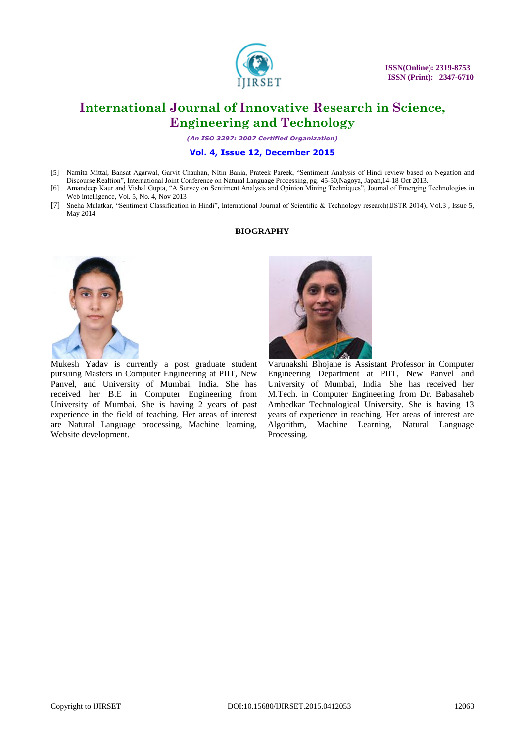[5] Namita Mittal, Bansat Agarwal, Garvit Chauhan, NItin Bania, Prateek Pareek, "Sentiment Analysis of Hindi review based on Negation and Discourse Realtion", International Joint Conference on Natural Language Processing, pg. 45-50,Nagoya, Japan,14-18 Oct 2013.

[6] Amandeep Kaur and Vishal Gupta, "A Survey on Sentiment Analysis and Opinion Mining Techniques", Journal of Emerging Technologies in Web intelligence, Vol. 5, No. 4, Nov 2013

[7] Sneha Mulatkar, "Sentiment Classification in Hindi", International Journal of Scientific & Technology research(IJSTR 2014), Vol.3 , Issue 5, May 2014

## BIOGRAPHY

Mukesh Yadav is currently a post graduate student pursuing Masters in Computer Engineering at PIIT, New Panvel, and University of Mumbai, India. She has received her B.E in Computer Engineering from University of Mumbai. She is having 2 years of past experience in the field of teaching. Her areas of interest are Natural Language processing, Machine learning, Website development.

Varunakshi Bhojane is Assistant Professor in Computer Engineering Department at PIIT, New Panvel and University of Mumbai, India. She has received her M.Tech. in Computer Engineering from Dr. Babasaheb Ambedkar Technological University. She is having 13 years of experience in teaching. Her areas of interest are Algorithm, Machine Learning, Natural Language Processing.